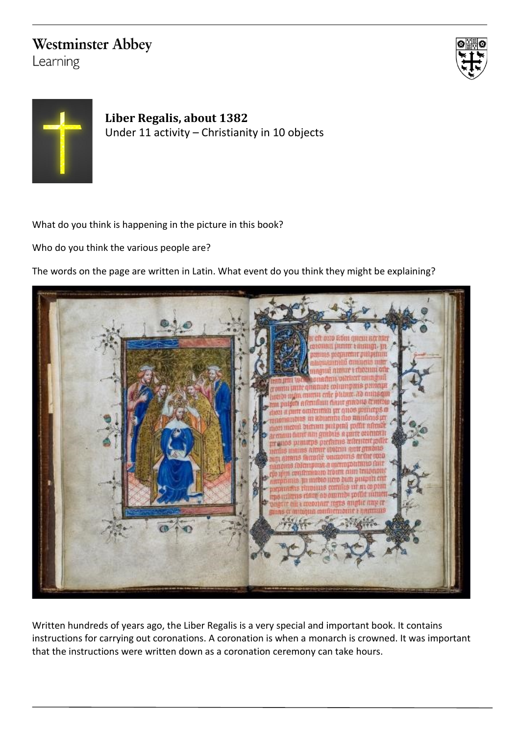Westminster Abbey
Learning

**Liber Regalis, about 1382**
Under 11 activity – Christianity in 10 objects

What do you think is happening in the picture in this book?

Who do you think the various people are?

The words on the page are written in Latin. What event do you think they might be explaining?

Written hundreds of years ago, the Liber Regalis is a very special and important book. It contains instructions for carrying out coronations. A coronation is when a monarch is crowned. It was important that the instructions were written down as a coronation ceremony can take hours.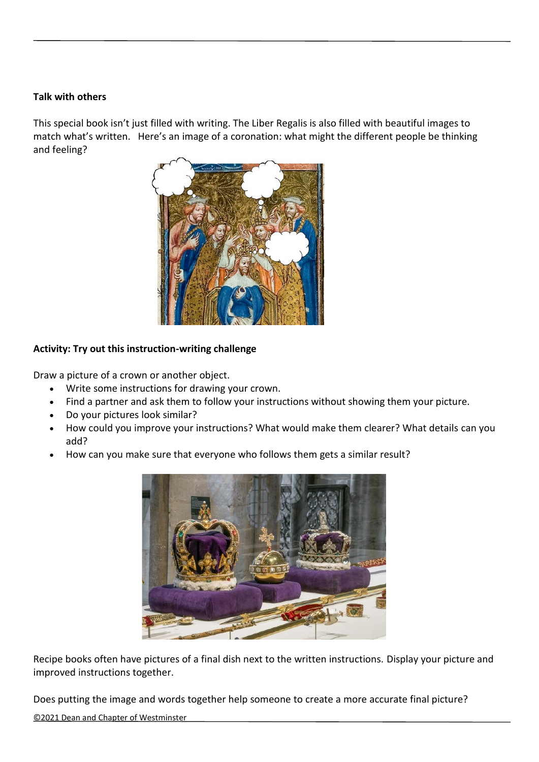**Talk with others**

This special book isn't just filled with writing. The Liber Regalis is also filled with beautiful images to match what's written. Here's an image of a coronation: what might the different people be thinking and feeling?

**Activity: Try out this instruction-writing challenge**

Draw a picture of a crown or another object.

- Write some instructions for drawing your crown.
- Find a partner and ask them to follow your instructions without showing them your picture.
- Do your pictures look similar?
- How could you improve your instructions? What would make them clearer? What details can you add?
- How can you make sure that everyone who follows them gets a similar result?

Recipe books often have pictures of a final dish next to the written instructions. Display your picture and improved instructions together.

Does putting the image and words together help someone to create a more accurate final picture?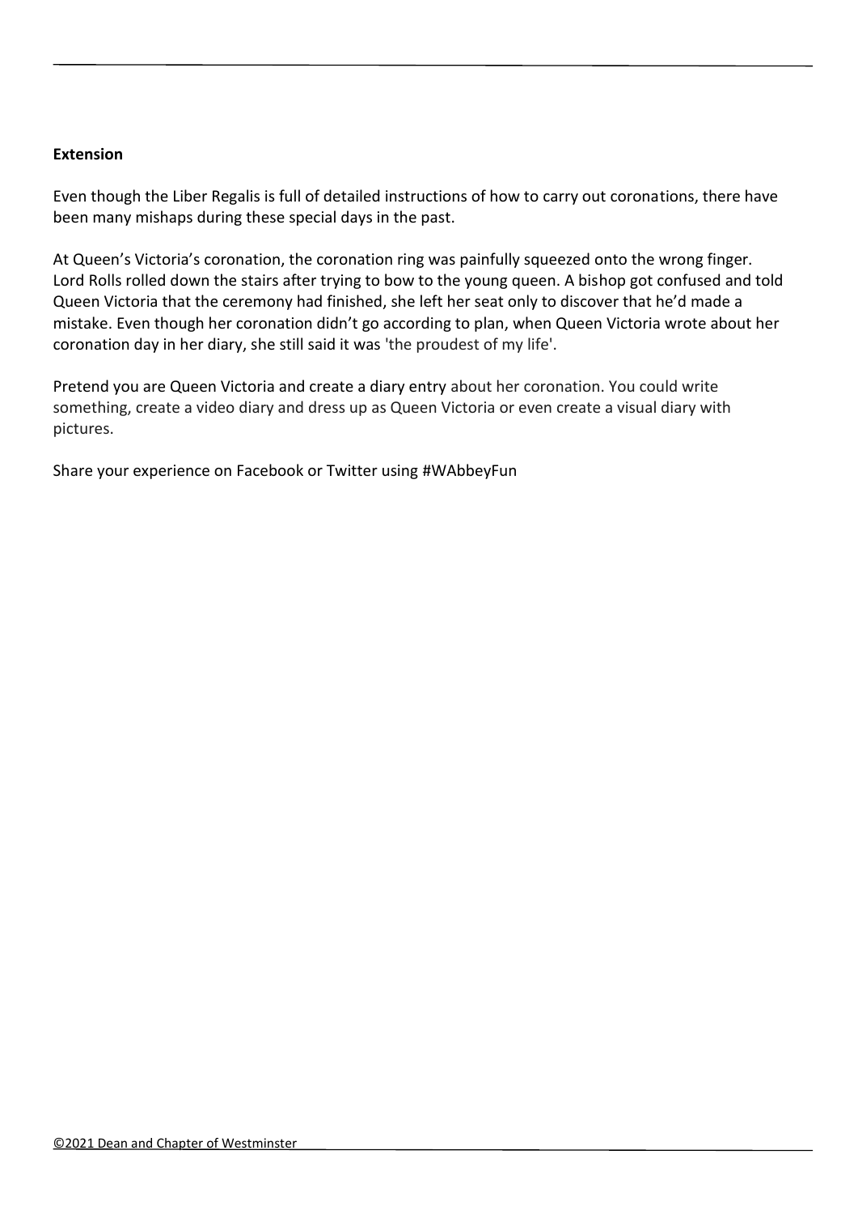**Extension**

Even though the Liber Regalis is full of detailed instructions of how to carry out coronations, there have been many mishaps during these special days in the past.

At Queen's Victoria's coronation, the coronation ring was painfully squeezed onto the wrong finger. Lord Rolls rolled down the stairs after trying to bow to the young queen. A bishop got confused and told Queen Victoria that the ceremony had finished, she left her seat only to discover that he'd made a mistake. Even though her coronation didn't go according to plan, when Queen Victoria wrote about her coronation day in her diary, she still said it was 'the proudest of my life'.

Pretend you are Queen Victoria and create a diary entry about her coronation. You could write something, create a video diary and dress up as Queen Victoria or even create a visual diary with pictures.

Share your experience on Facebook or Twitter using #WAbbeyFun

©2021 Dean and Chapter of Westminster